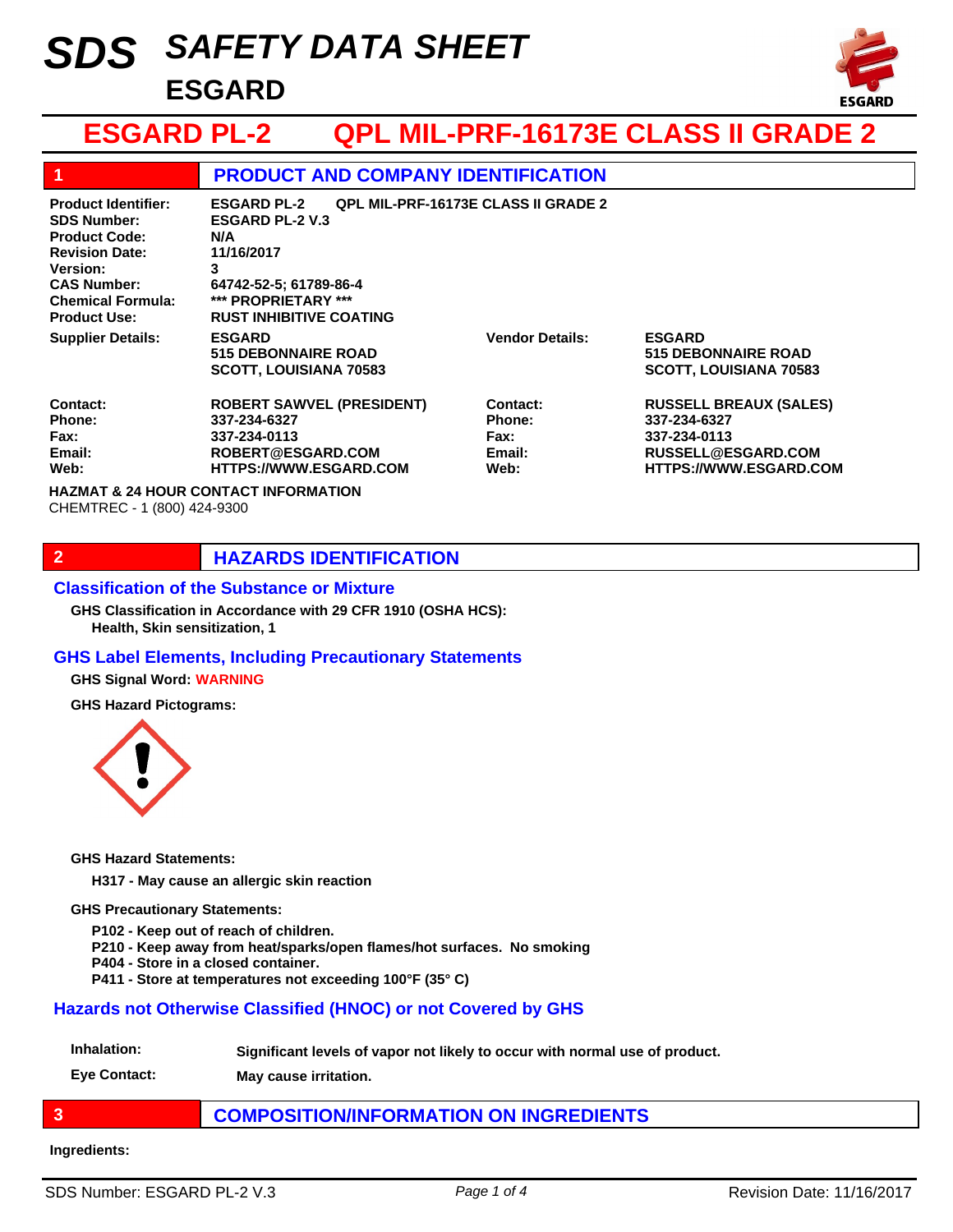# SDS SAFETY DATA SHEET

## ESGARD

# ESGARD PL-2 QPL MIL-PRF-16173E CLASS II GRADE 2

## 1 PRODUCT AND COMPANY IDENTIFICATION

| | |
|---|---|
| **Product Identifier:** | **ESGARD PL-2 QPL MIL-PRF-16173E CLASS II GRADE 2** |
| **SDS Number:** | **ESGARD PL-2 V.3** |
| **Product Code:** | **N/A** |
| **Revision Date:** | **11/16/2017** |
| **Version:** | **3** |
| **CAS Number:** | **64742-52-5; 61789-86-4** |
| **Chemical Formula:** | **\*\*\* PROPRIETARY \*\*\*** |
| **Product Use:** | **RUST INHIBITIVE COATING** |

| | | | |
|---|---|---|---|
| **Supplier Details:** | **ESGARD**<br>**515 DEBONNAIRE ROAD**<br>**SCOTT, LOUISIANA 70583** | **Vendor Details:** | **ESGARD**<br>**515 DEBONNAIRE ROAD**<br>**SCOTT, LOUISIANA 70583** |
| **Contact:** | **ROBERT SAWVEL (PRESIDENT)** | **Contact:** | **RUSSELL BREAUX (SALES)** |
| **Phone:** | **337-234-6327** | **Phone:** | **337-234-6327** |
| **Fax:** | **337-234-0113** | **Fax:** | **337-234-0113** |
| **Email:** | **ROBERT@ESGARD.COM** | **Email:** | **RUSSELL@ESGARD.COM** |
| **Web:** | **HTTPS://WWW.ESGARD.COM** | **Web:** | **HTTPS://WWW.ESGARD.COM** |

**HAZMAT & 24 HOUR CONTACT INFORMATION**
CHEMTREC - 1 (800) 424-9300

## 2 HAZARDS IDENTIFICATION

### Classification of the Substance or Mixture

**GHS Classification in Accordance with 29 CFR 1910 (OSHA HCS):**
**Health, Skin sensitization, 1**

### GHS Label Elements, Including Precautionary Statements

**GHS Signal Word: WARNING**

**GHS Hazard Pictograms:**

**GHS Hazard Statements:**

**H317 - May cause an allergic skin reaction**

**GHS Precautionary Statements:**

**P102 - Keep out of reach of children.**
**P210 - Keep away from heat/sparks/open flames/hot surfaces. No smoking**
**P404 - Store in a closed container.**
**P411 - Store at temperatures not exceeding 100°F (35° C)**

### Hazards not Otherwise Classified (HNOC) or not Covered by GHS

| | |
|---|---|
| **Inhalation:** | **Significant levels of vapor not likely to occur with normal use of product.** |
| **Eye Contact:** | **May cause irritation.** |

## 3 COMPOSITION/INFORMATION ON INGREDIENTS

**Ingredients:**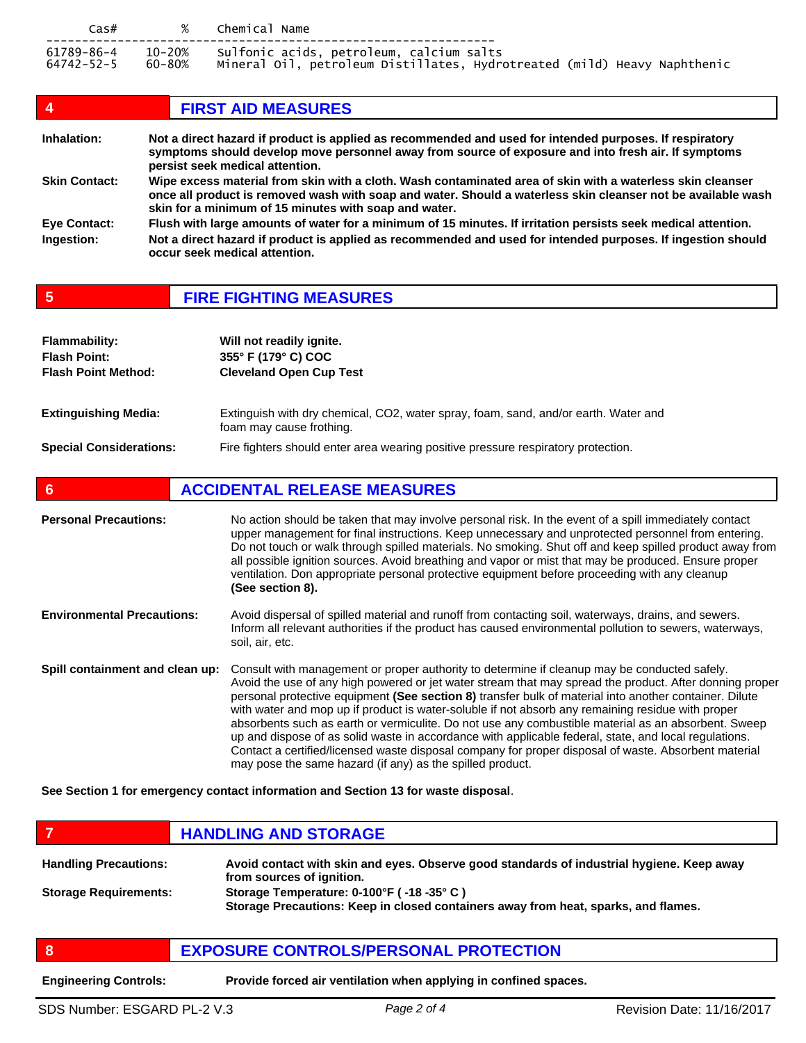| Cas# | % | Chemical Name |
|---|---|---|
| 61789-86-4 | 10-20% | Sulfonic acids, petroleum, calcium salts |
| 64742-52-5 | 60-80% | Mineral Oil, petroleum Distillates, Hydrotreated (mild) Heavy Naphthenic |

## 4 FIRST AID MEASURES

**Inhalation:** **Not a direct hazard if product is applied as recommended and used for intended purposes. If respiratory symptoms should develop move personnel away from source of exposure and into fresh air. If symptoms persist seek medical attention.**

**Skin Contact:** **Wipe excess material from skin with a cloth. Wash contaminated area of skin with a waterless skin cleanser once all product is removed wash with soap and water. Should a waterless skin cleanser not be available wash skin for a minimum of 15 minutes with soap and water.**

**Eye Contact:** **Flush with large amounts of water for a minimum of 15 minutes. If irritation persists seek medical attention.**

**Ingestion:** **Not a direct hazard if product is applied as recommended and used for intended purposes. If ingestion should occur seek medical attention.**

## 5 FIRE FIGHTING MEASURES

**Flammability:** **Will not readily ignite.**
**Flash Point:** **355° F (179° C) COC**
**Flash Point Method:** **Cleveland Open Cup Test**

**Extinguishing Media:** Extinguish with dry chemical, $CO_2$, water spray, foam, sand, and/or earth. Water and foam may cause frothing.

**Special Considerations:** Fire fighters should enter area wearing positive pressure respiratory protection.

## 6 ACCIDENTAL RELEASE MEASURES

**Personal Precautions:** No action should be taken that may involve personal risk. In the event of a spill immediately contact upper management for final instructions. Keep unnecessary and unprotected personnel from entering. Do not touch or walk through spilled materials. No smoking. Shut off and keep spilled product away from all possible ignition sources. Avoid breathing and vapor or mist that may be produced. Ensure proper ventilation. Don appropriate personal protective equipment before proceeding with any cleanup **(See section 8).**

**Environmental Precautions:** Avoid dispersal of spilled material and runoff from contacting soil, waterways, drains, and sewers. Inform all relevant authorities if the product has caused environmental pollution to sewers, waterways, soil, air, etc.

**Spill containment and clean up:** Consult with management or proper authority to determine if cleanup may be conducted safely. Avoid the use of any high powered or jet water stream that may spread the product. After donning proper personal protective equipment **(See section 8)** transfer bulk of material into another container. Dilute with water and mop up if product is water-soluble if not absorb any remaining residue with proper absorbents such as earth or vermiculite. Do not use any combustible material as an absorbent. Sweep up and dispose of as solid waste in accordance with applicable federal, state, and local regulations. Contact a certified/licensed waste disposal company for proper disposal of waste. Absorbent material may pose the same hazard (if any) as the spilled product.

**See Section 1 for emergency contact information and Section 13 for waste disposal**.

## 7 HANDLING AND STORAGE

**Handling Precautions:** **Avoid contact with skin and eyes. Observe good standards of industrial hygiene. Keep away from sources of ignition.**

**Storage Requirements:** **Storage Temperature: 0-100°F ( -18 -35° C )**
**Storage Precautions: Keep in closed containers away from heat, sparks, and flames.**

## 8 EXPOSURE CONTROLS/PERSONAL PROTECTION

**Engineering Controls:** **Provide forced air ventilation when applying in confined spaces.**

SDS Number: ESGARD PL-2 V.3 — Revision Date: 11/16/2017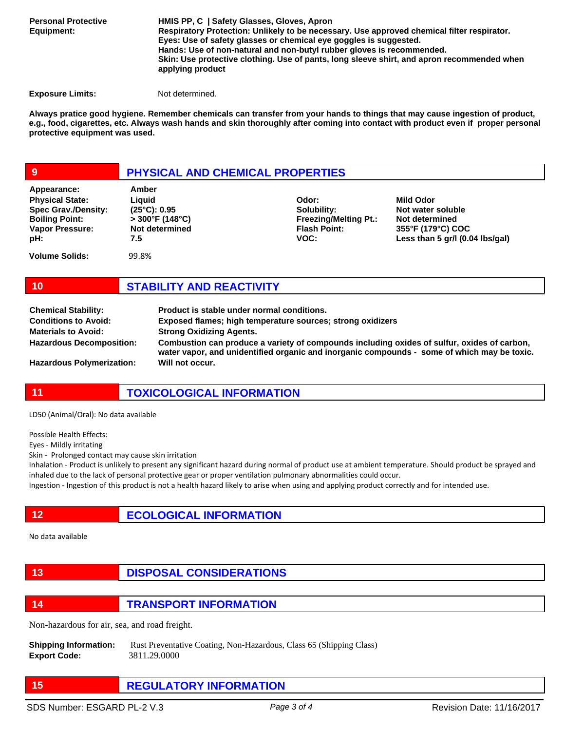**Personal Protective Equipment:** **HMIS PP, C | Safety Glasses, Gloves, Apron**
**Respiratory Protection: Unlikely to be necessary. Use approved chemical filter respirator.**
**Eyes: Use of safety glasses or chemical eye goggles is suggested.**
**Hands: Use of non-natural and non-butyl rubber gloves is recommended.**
**Skin: Use protective clothing. Use of pants, long sleeve shirt, and apron recommended when applying product**

**Exposure Limits:** Not determined.

**Always pratice good hygiene. Remember chemicals can transfer from your hands to things that may cause ingestion of product, e.g., food, cigarettes, etc. Always wash hands and skin thoroughly after coming into contact with product even if proper personal protective equipment was used.**

## 9 PHYSICAL AND CHEMICAL PROPERTIES

| | | | |
|---|---|---|---|
| **Appearance:** | **Amber** | | |
| **Physical State:** | **Liquid** | **Odor:** | **Mild Odor** |
| **Spec Grav./Density:** | **(25°C): 0.95** | **Solubility:** | **Not water soluble** |
| **Boiling Point:** | **> 300°F (148°C)** | **Freezing/Melting Pt.:** | **Not determined** |
| **Vapor Pressure:** | **Not determined** | **Flash Point:** | **355°F (179°C) COC** |
| **pH:** | **7.5** | **VOC:** | **Less than 5 gr/l (0.04 lbs/gal)** |
| **Volume Solids:** | 99.8% | | |

## 10 STABILITY AND REACTIVITY

**Chemical Stability:** **Product is stable under normal conditions.**
**Conditions to Avoid:** **Exposed flames; high temperature sources; strong oxidizers**
**Materials to Avoid:** **Strong Oxidizing Agents.**
**Hazardous Decomposition:** **Combustion can produce a variety of compounds including oxides of sulfur, oxides of carbon, water vapor, and unidentified organic and inorganic compounds - some of which may be toxic.**
**Hazardous Polymerization:** **Will not occur.**

## 11 TOXICOLOGICAL INFORMATION

LD50 (Animal/Oral): No data available

Possible Health Effects:
Eyes - Mildly irritating
Skin - Prolonged contact may cause skin irritation
Inhalation - Product is unlikely to present any significant hazard during normal of product use at ambient temperature. Should product be sprayed and inhaled due to the lack of personal protective gear or proper ventilation pulmonary abnormalities could occur.
Ingestion - Ingestion of this product is not a health hazard likely to arise when using and applying product correctly and for intended use.

## 12 ECOLOGICAL INFORMATION

No data available

## 13 DISPOSAL CONSIDERATIONS

## 14 TRANSPORT INFORMATION

Non-hazardous for air, sea, and road freight.

**Shipping Information:** Rust Preventative Coating, Non-Hazardous, Class 65 (Shipping Class)
**Export Code:** 3811.29.0000

## 15 REGULATORY INFORMATION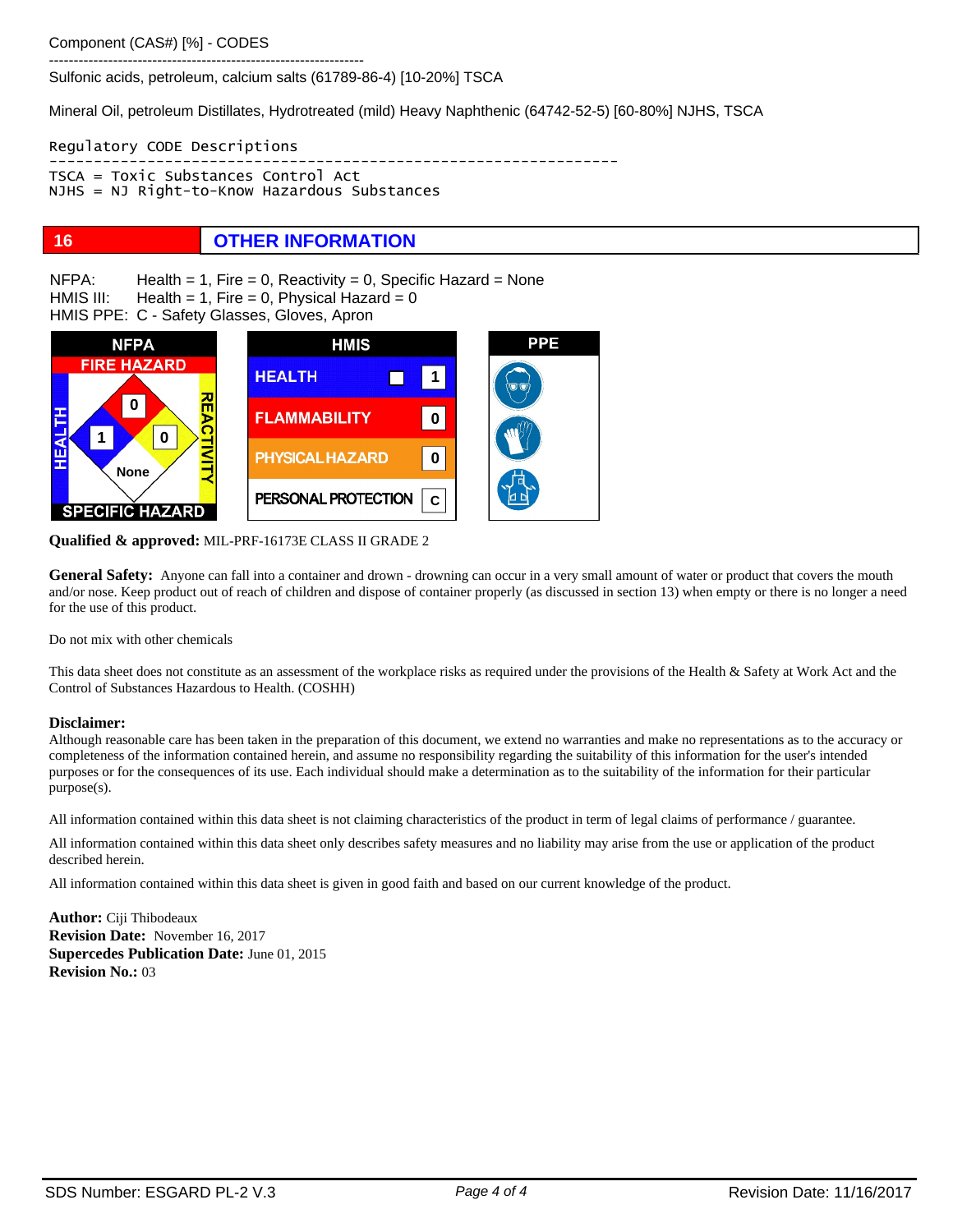Component (CAS#) [%] - CODES

----------------------------------------------------------------

Sulfonic acids, petroleum, calcium salts (61789-86-4) [10-20%] TSCA

Mineral Oil, petroleum Distillates, Hydrotreated (mild) Heavy Naphthenic (64742-52-5) [60-80%] NJHS, TSCA

```
Regulatory CODE Descriptions
----------------------------------------------------------------
TSCA = Toxic Substances Control Act
NJHS = NJ Right-to-Know Hazardous Substances
```

## 16 OTHER INFORMATION

NFPA: Health = 1, Fire = 0, Reactivity = 0, Specific Hazard = None
HMIS III: Health = 1, Fire = 0, Physical Hazard = 0
HMIS PPE: C - Safety Glasses, Gloves, Apron

NFPA
FIRE HAZARD
0
HEALTH
1
REACTIVITY
0
None
SPECIFIC HAZARD

| HMIS | |
|---|---|
| HEALTH | 1 |
| FLAMMABILITY | 0 |
| PHYSICAL HAZARD | 0 |
| PERSONAL PROTECTION | C |

PPE

**Qualified & approved:** MIL-PRF-16173E CLASS II GRADE 2

**General Safety:** Anyone can fall into a container and drown - drowning can occur in a very small amount of water or product that covers the mouth and/or nose. Keep product out of reach of children and dispose of container properly (as discussed in section 13) when empty or there is no longer a need for the use of this product.

Do not mix with other chemicals

This data sheet does not constitute as an assessment of the workplace risks as required under the provisions of the Health & Safety at Work Act and the Control of Substances Hazardous to Health. (COSHH)

**Disclaimer:**
Although reasonable care has been taken in the preparation of this document, we extend no warranties and make no representations as to the accuracy or completeness of the information contained herein, and assume no responsibility regarding the suitability of this information for the user's intended purposes or for the consequences of its use. Each individual should make a determination as to the suitability of the information for their particular purpose(s).

All information contained within this data sheet is not claiming characteristics of the product in term of legal claims of performance / guarantee.

All information contained within this data sheet only describes safety measures and no liability may arise from the use or application of the product described herein.

All information contained within this data sheet is given in good faith and based on our current knowledge of the product.

**Author:** Ciji Thibodeaux
**Revision Date:** November 16, 2017
**Supercedes Publication Date:** June 01, 2015
**Revision No.:** 03

SDS Number: ESGARD PL-2 V.3 | Revision Date: 11/16/2017